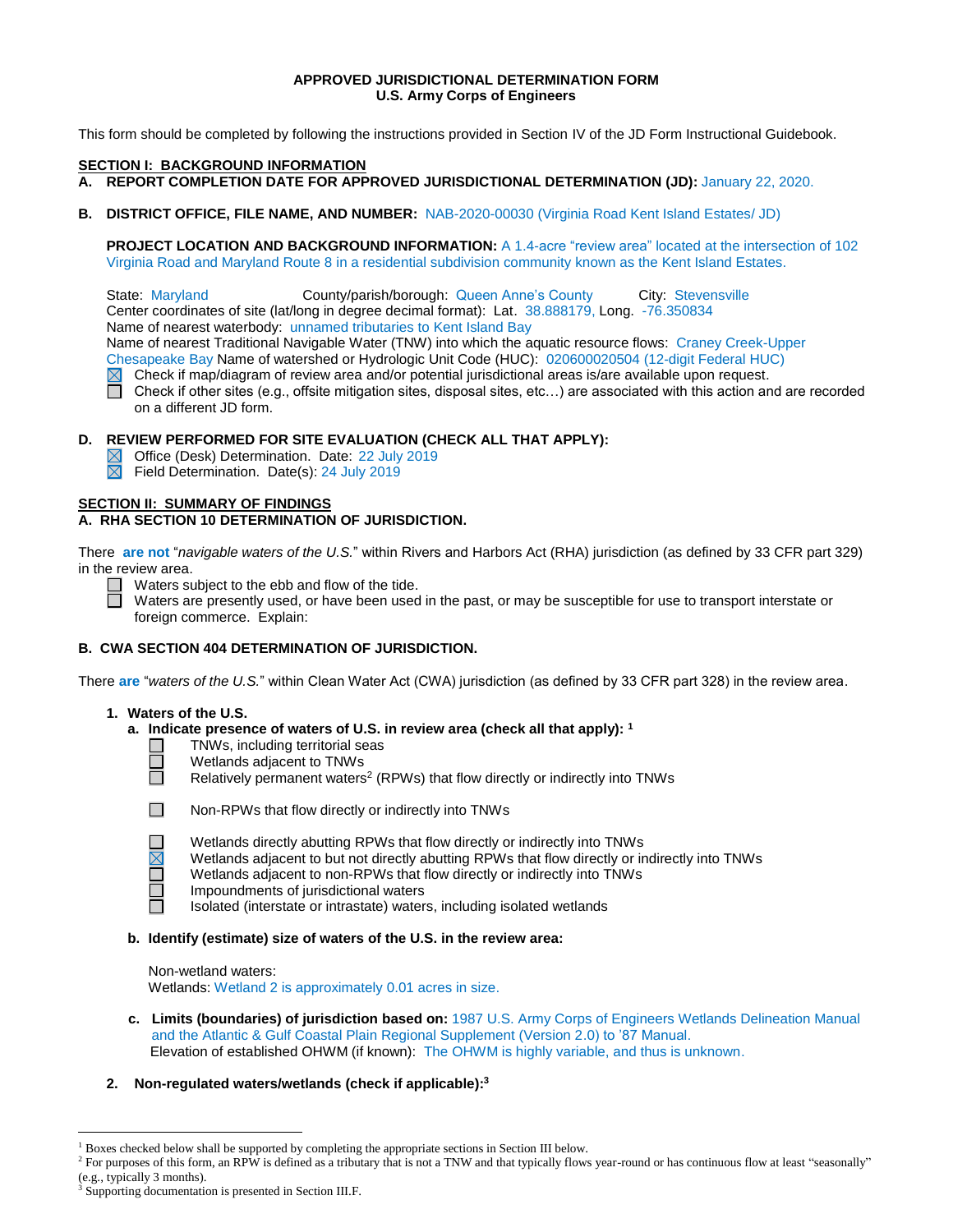**APPROVED JURISDICTIONAL DETERMINATION FORM**
**U.S. Army Corps of Engineers**

This form should be completed by following the instructions provided in Section IV of the JD Form Instructional Guidebook.

**SECTION I: BACKGROUND INFORMATION**

**A. REPORT COMPLETION DATE FOR APPROVED JURISDICTIONAL DETERMINATION (JD):** January 22, 2020.

**B. DISTRICT OFFICE, FILE NAME, AND NUMBER:** NAB-2020-00030 (Virginia Road Kent Island Estates/ JD)

**PROJECT LOCATION AND BACKGROUND INFORMATION:** A 1.4-acre "review area" located at the intersection of 102 Virginia Road and Maryland Route 8 in a residential subdivision community known as the Kent Island Estates.

State: Maryland County/parish/borough: Queen Anne's County City: Stevensville
Center coordinates of site (lat/long in degree decimal format): Lat. 38.888179, Long. -76.350834
Name of nearest waterbody: unnamed tributaries to Kent Island Bay
Name of nearest Traditional Navigable Water (TNW) into which the aquatic resource flows: Craney Creek-Upper Chesapeake Bay Name of watershed or Hydrologic Unit Code (HUC): 020600020504 (12-digit Federal HUC)

- ☒ Check if map/diagram of review area and/or potential jurisdictional areas is/are available upon request.
- ☐ Check if other sites (e.g., offsite mitigation sites, disposal sites, etc…) are associated with this action and are recorded on a different JD form.

**D. REVIEW PERFORMED FOR SITE EVALUATION (CHECK ALL THAT APPLY):**

- ☒ Office (Desk) Determination. Date: 22 July 2019
- ☒ Field Determination. Date(s): 24 July 2019

**SECTION II: SUMMARY OF FINDINGS**

**A. RHA SECTION 10 DETERMINATION OF JURISDICTION.**

There **are not** "*navigable waters of the U.S.*" within Rivers and Harbors Act (RHA) jurisdiction (as defined by 33 CFR part 329) in the review area.

- ☐ Waters subject to the ebb and flow of the tide.
- ☐ Waters are presently used, or have been used in the past, or may be susceptible for use to transport interstate or foreign commerce. Explain:

**B. CWA SECTION 404 DETERMINATION OF JURISDICTION.**

There **are** "*waters of the U.S.*" within Clean Water Act (CWA) jurisdiction (as defined by 33 CFR part 328) in the review area.

**1. Waters of the U.S.**

**a. Indicate presence of waters of U.S. in review area (check all that apply):** [1]

- ☐ TNWs, including territorial seas
- ☐ Wetlands adjacent to TNWs
- ☐ Relatively permanent waters[2] (RPWs) that flow directly or indirectly into TNWs
- ☐ Non-RPWs that flow directly or indirectly into TNWs
- ☐ Wetlands directly abutting RPWs that flow directly or indirectly into TNWs
- ☒ Wetlands adjacent to but not directly abutting RPWs that flow directly or indirectly into TNWs
- ☐ Wetlands adjacent to non-RPWs that flow directly or indirectly into TNWs
- ☐ Impoundments of jurisdictional waters
- ☐ Isolated (interstate or intrastate) waters, including isolated wetlands

**b. Identify (estimate) size of waters of the U.S. in the review area:**

Non-wetland waters:
Wetlands: Wetland 2 is approximately 0.01 acres in size.

**c. Limits (boundaries) of jurisdiction based on:** 1987 U.S. Army Corps of Engineers Wetlands Delineation Manual and the Atlantic & Gulf Coastal Plain Regional Supplement (Version 2.0) to '87 Manual.
Elevation of established OHWM (if known): The OHWM is highly variable, and thus is unknown.

**2. Non-regulated waters/wetlands (check if applicable):**[3]

---

[1] Boxes checked below shall be supported by completing the appropriate sections in Section III below.
[2] For purposes of this form, an RPW is defined as a tributary that is not a TNW and that typically flows year-round or has continuous flow at least "seasonally" (e.g., typically 3 months).
[3] Supporting documentation is presented in Section III.F.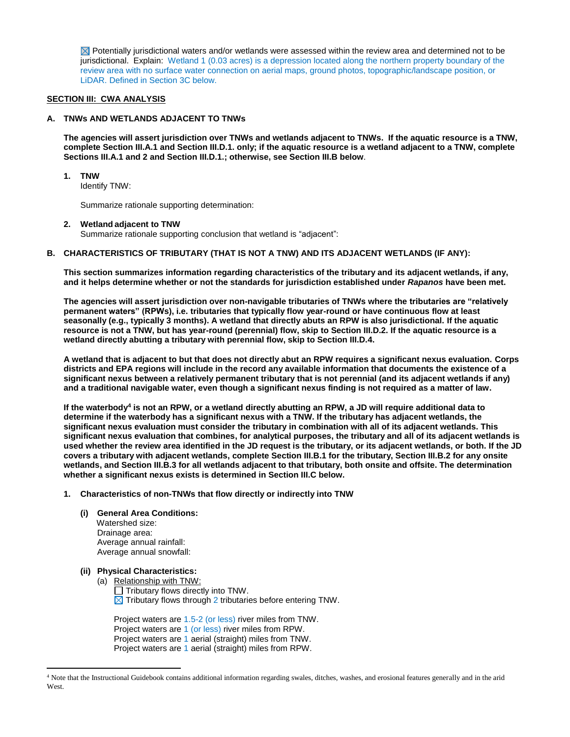☒ Potentially jurisdictional waters and/or wetlands were assessed within the review area and determined not to be jurisdictional. Explain: Wetland 1 (0.03 acres) is a depression located along the northern property boundary of the review area with no surface water connection on aerial maps, ground photos, topographic/landscape position, or LiDAR. Defined in Section 3C below.

## SECTION III: CWA ANALYSIS

### A. TNWs AND WETLANDS ADJACENT TO TNWs

**The agencies will assert jurisdiction over TNWs and wetlands adjacent to TNWs. If the aquatic resource is a TNW, complete Section III.A.1 and Section III.D.1. only; if the aquatic resource is a wetland adjacent to a TNW, complete Sections III.A.1 and 2 and Section III.D.1.; otherwise, see Section III.B below**.

**1. TNW**

Identify TNW:

Summarize rationale supporting determination:

**2. Wetland adjacent to TNW**

Summarize rationale supporting conclusion that wetland is "adjacent":

### B. CHARACTERISTICS OF TRIBUTARY (THAT IS NOT A TNW) AND ITS ADJACENT WETLANDS (IF ANY):

**This section summarizes information regarding characteristics of the tributary and its adjacent wetlands, if any, and it helps determine whether or not the standards for jurisdiction established under *Rapanos* have been met.**

**The agencies will assert jurisdiction over non-navigable tributaries of TNWs where the tributaries are "relatively permanent waters" (RPWs), i.e. tributaries that typically flow year-round or have continuous flow at least seasonally (e.g., typically 3 months). A wetland that directly abuts an RPW is also jurisdictional. If the aquatic resource is not a TNW, but has year-round (perennial) flow, skip to Section III.D.2. If the aquatic resource is a wetland directly abutting a tributary with perennial flow, skip to Section III.D.4.**

**A wetland that is adjacent to but that does not directly abut an RPW requires a significant nexus evaluation. Corps districts and EPA regions will include in the record any available information that documents the existence of a significant nexus between a relatively permanent tributary that is not perennial (and its adjacent wetlands if any) and a traditional navigable water, even though a significant nexus finding is not required as a matter of law.**

**If the waterbody[4] is not an RPW, or a wetland directly abutting an RPW, a JD will require additional data to determine if the waterbody has a significant nexus with a TNW. If the tributary has adjacent wetlands, the significant nexus evaluation must consider the tributary in combination with all of its adjacent wetlands. This significant nexus evaluation that combines, for analytical purposes, the tributary and all of its adjacent wetlands is used whether the review area identified in the JD request is the tributary, or its adjacent wetlands, or both. If the JD covers a tributary with adjacent wetlands, complete Section III.B.1 for the tributary, Section III.B.2 for any onsite wetlands, and Section III.B.3 for all wetlands adjacent to that tributary, both onsite and offsite. The determination whether a significant nexus exists is determined in Section III.C below.**

**1. Characteristics of non-TNWs that flow directly or indirectly into TNW**

**(i) General Area Conditions:**

Watershed size:
Drainage area:
Average annual rainfall:
Average annual snowfall:

**(ii) Physical Characteristics:**

(a) Relationship with TNW:

☐ Tributary flows directly into TNW.
☒ Tributary flows through 2 tributaries before entering TNW.

Project waters are 1.5-2 (or less) river miles from TNW.
Project waters are 1 (or less) river miles from RPW.
Project waters are 1 aerial (straight) miles from TNW.
Project waters are 1 aerial (straight) miles from RPW.

---

[4] Note that the Instructional Guidebook contains additional information regarding swales, ditches, washes, and erosional features generally and in the arid West.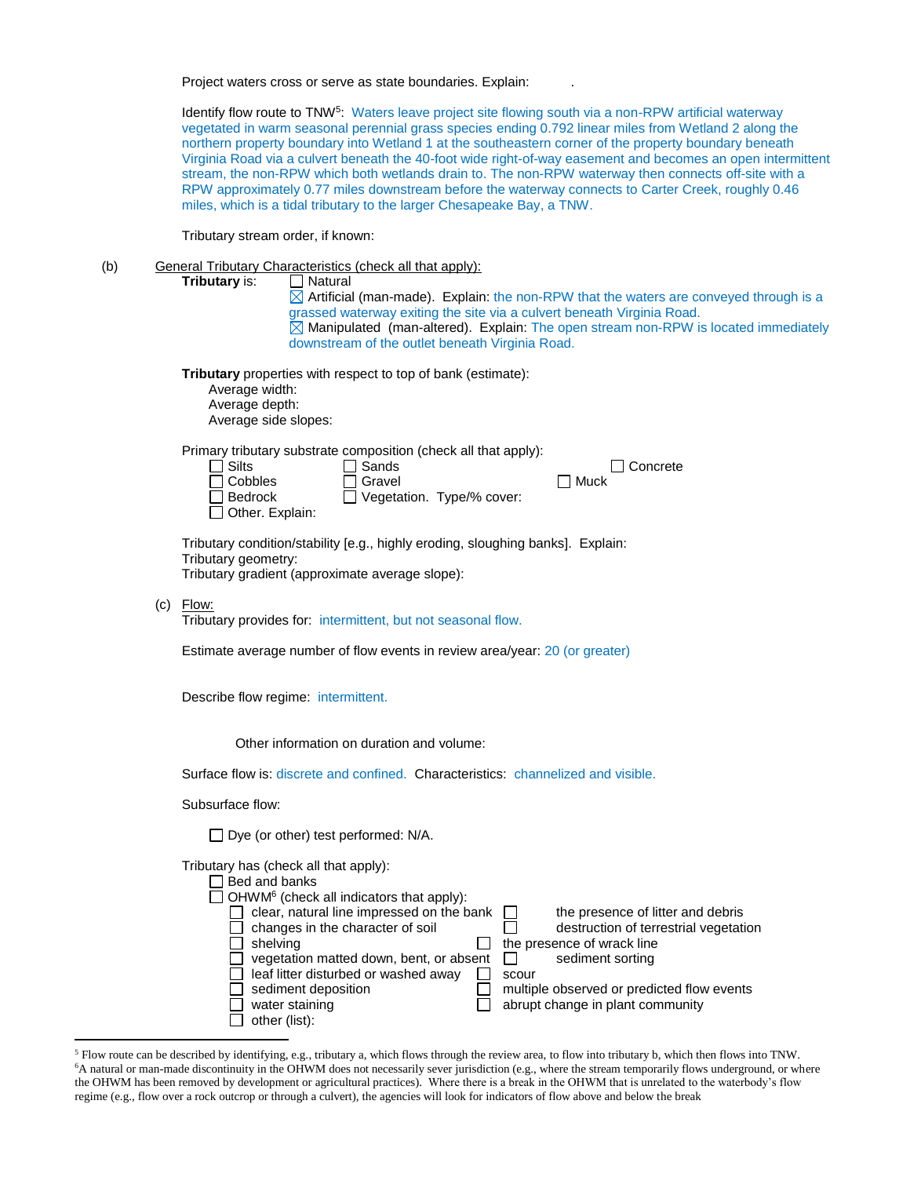Project waters cross or serve as state boundaries. Explain: .

Identify flow route to TNW[5]: Waters leave project site flowing south via a non-RPW artificial waterway vegetated in warm seasonal perennial grass species ending 0.792 linear miles from Wetland 2 along the northern property boundary into Wetland 1 at the southeastern corner of the property boundary beneath Virginia Road via a culvert beneath the 40-foot wide right-of-way easement and becomes an open intermittent stream, the non-RPW which both wetlands drain to. The non-RPW waterway then connects off-site with a RPW approximately 0.77 miles downstream before the waterway connects to Carter Creek, roughly 0.46 miles, which is a tidal tributary to the larger Chesapeake Bay, a TNW.

Tributary stream order, if known:

(b) General Tributary Characteristics (check all that apply):

**Tributary** is:
- ☐ Natural
- ☒ Artificial (man-made). Explain: the non-RPW that the waters are conveyed through is a grassed waterway exiting the site via a culvert beneath Virginia Road.
- ☒ Manipulated (man-altered). Explain: The open stream non-RPW is located immediately downstream of the outlet beneath Virginia Road.

**Tributary** properties with respect to top of bank (estimate):
- Average width:
- Average depth:
- Average side slopes:

Primary tributary substrate composition (check all that apply):
- ☐ Silts
- ☐ Sands
- ☐ Concrete
- ☐ Cobbles
- ☐ Gravel
- ☐ Muck
- ☐ Bedrock
- ☐ Vegetation. Type/% cover:
- ☐ Other. Explain:

Tributary condition/stability [e.g., highly eroding, sloughing banks]. Explain:
Tributary geometry:
Tributary gradient (approximate average slope):

(c) Flow:
Tributary provides for: intermittent, but not seasonal flow.

Estimate average number of flow events in review area/year: 20 (or greater)

Describe flow regime: intermittent.

Other information on duration and volume:

Surface flow is: discrete and confined. Characteristics: channelized and visible.

Subsurface flow:

- ☐ Dye (or other) test performed: N/A.

Tributary has (check all that apply):
- ☐ Bed and banks
- ☐ OHWM[6] (check all indicators that apply):
  - ☐ clear, natural line impressed on the bank
  - ☐ changes in the character of soil
  - ☐ shelving
  - ☐ vegetation matted down, bent, or absent
  - ☐ leaf litter disturbed or washed away
  - ☐ sediment deposition
  - ☐ water staining
  - ☐ other (list):
  - ☐ the presence of litter and debris
  - ☐ destruction of terrestrial vegetation
  - ☐ the presence of wrack line
  - ☐ sediment sorting
  - ☐ scour
  - ☐ multiple observed or predicted flow events
  - ☐ abrupt change in plant community

---

[5] Flow route can be described by identifying, e.g., tributary a, which flows through the review area, to flow into tributary b, which then flows into TNW.
[6] A natural or man-made discontinuity in the OHWM does not necessarily sever jurisdiction (e.g., where the stream temporarily flows underground, or where the OHWM has been removed by development or agricultural practices). Where there is a break in the OHWM that is unrelated to the waterbody's flow regime (e.g., flow over a rock outcrop or through a culvert), the agencies will look for indicators of flow above and below the break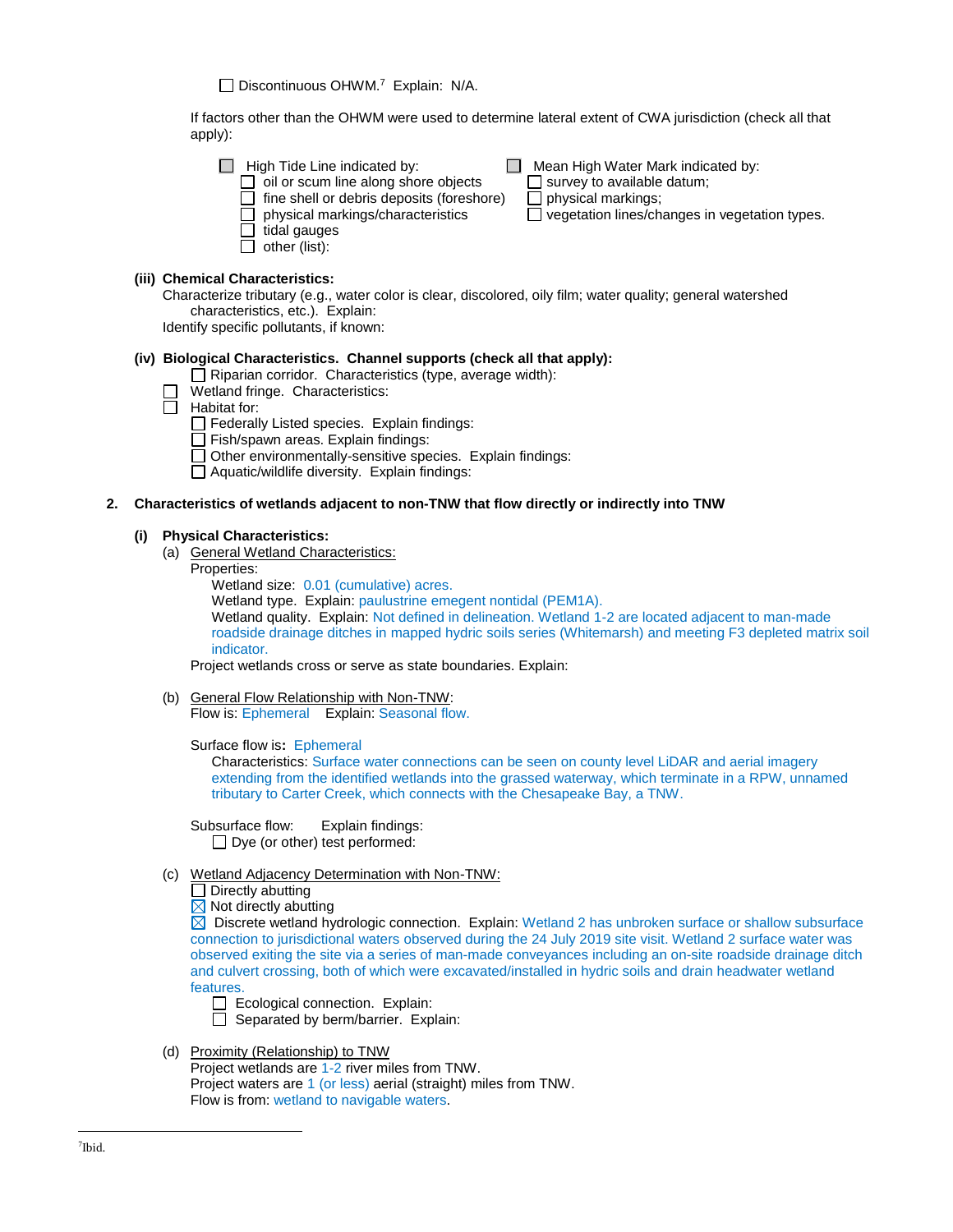☐ Discontinuous OHWM.[7] Explain: N/A.

If factors other than the OHWM were used to determine lateral extent of CWA jurisdiction (check all that apply):

☐ High Tide Line indicated by:
- ☐ oil or scum line along shore objects
- ☐ fine shell or debris deposits (foreshore)
- ☐ physical markings/characteristics
- ☐ tidal gauges
- ☐ other (list):

☐ Mean High Water Mark indicated by:
- ☐ survey to available datum;
- ☐ physical markings;
- ☐ vegetation lines/changes in vegetation types.

**(iii) Chemical Characteristics:**

Characterize tributary (e.g., water color is clear, discolored, oily film; water quality; general watershed characteristics, etc.). Explain:

Identify specific pollutants, if known:

**(iv) Biological Characteristics. Channel supports (check all that apply):**

- ☐ Riparian corridor. Characteristics (type, average width):
- ☐ Wetland fringe. Characteristics:
- ☐ Habitat for:
  - ☐ Federally Listed species. Explain findings:
  - ☐ Fish/spawn areas. Explain findings:
  - ☐ Other environmentally-sensitive species. Explain findings:
  - ☐ Aquatic/wildlife diversity. Explain findings:

**2. Characteristics of wetlands adjacent to non-TNW that flow directly or indirectly into TNW**

**(i) Physical Characteristics:**

(a) General Wetland Characteristics:

Properties:

Wetland size: 0.01 (cumulative) acres.

Wetland type. Explain: paulustrine emegent nontidal (PEM1A).

Wetland quality. Explain: Not defined in delineation. Wetland 1-2 are located adjacent to man-made roadside drainage ditches in mapped hydric soils series (Whitemarsh) and meeting F3 depleted matrix soil indicator.

Project wetlands cross or serve as state boundaries. Explain:

(b) General Flow Relationship with Non-TNW:

Flow is: Ephemeral Explain: Seasonal flow.

Surface flow is: Ephemeral

Characteristics: Surface water connections can be seen on county level LiDAR and aerial imagery extending from the identified wetlands into the grassed waterway, which terminate in a RPW, unnamed tributary to Carter Creek, which connects with the Chesapeake Bay, a TNW.

Subsurface flow: Explain findings:

☐ Dye (or other) test performed:

(c) Wetland Adjacency Determination with Non-TNW:

☐ Directly abutting

☒ Not directly abutting

☒ Discrete wetland hydrologic connection. Explain: Wetland 2 has unbroken surface or shallow subsurface connection to jurisdictional waters observed during the 24 July 2019 site visit. Wetland 2 surface water was observed exiting the site via a series of man-made conveyances including an on-site roadside drainage ditch and culvert crossing, both of which were excavated/installed in hydric soils and drain headwater wetland features.

☐ Ecological connection. Explain:

☐ Separated by berm/barrier. Explain:

(d) Proximity (Relationship) to TNW

Project wetlands are 1-2 river miles from TNW.

Project waters are 1 (or less) aerial (straight) miles from TNW.

Flow is from: wetland to navigable waters.

---

[7] Ibid.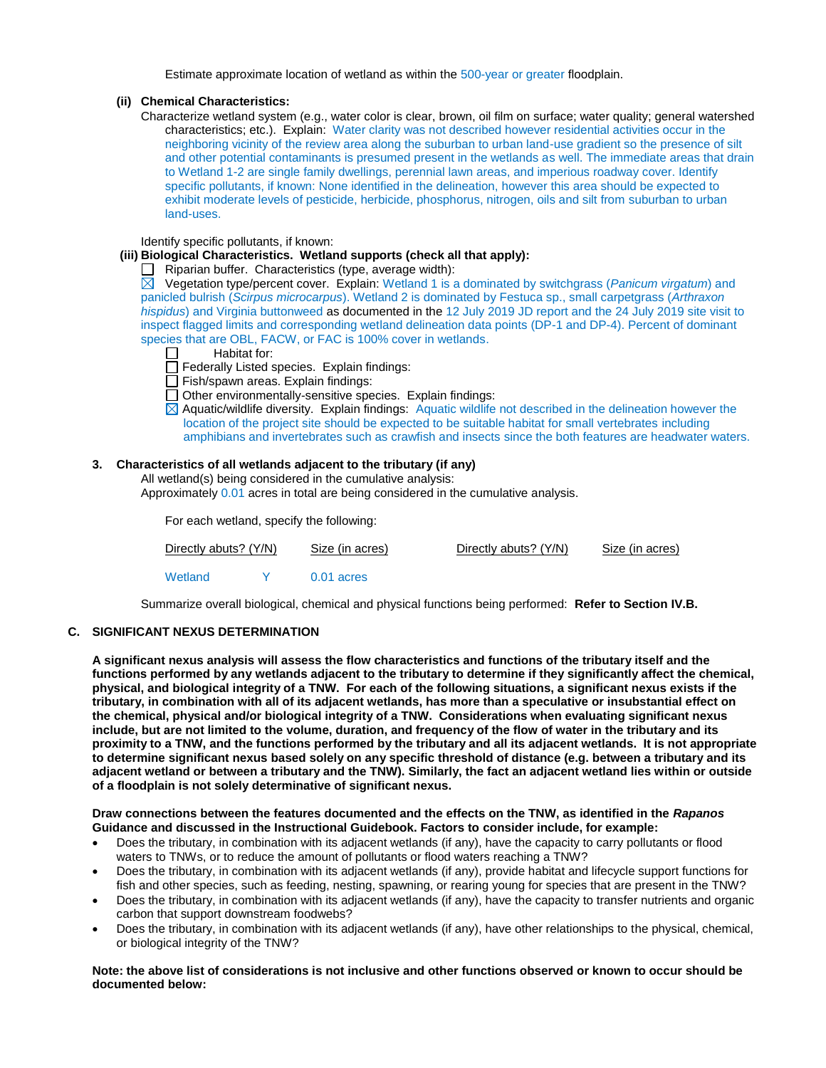Estimate approximate location of wetland as within the 500-year or greater floodplain.

**(ii) Chemical Characteristics:**

Characterize wetland system (e.g., water color is clear, brown, oil film on surface; water quality; general watershed characteristics; etc.). Explain: Water clarity was not described however residential activities occur in the neighboring vicinity of the review area along the suburban to urban land-use gradient so the presence of silt and other potential contaminants is presumed present in the wetlands as well. The immediate areas that drain to Wetland 1-2 are single family dwellings, perennial lawn areas, and imperious roadway cover. Identify specific pollutants, if known: None identified in the delineation, however this area should be expected to exhibit moderate levels of pesticide, herbicide, phosphorus, nitrogen, oils and silt from suburban to urban land-uses.

Identify specific pollutants, if known:

**(iii) Biological Characteristics. Wetland supports (check all that apply):**

☐ Riparian buffer. Characteristics (type, average width):

☒ Vegetation type/percent cover. Explain: Wetland 1 is a dominated by switchgrass (*Panicum virgatum*) and panicled bulrish (*Scirpus microcarpus*). Wetland 2 is dominated by Festuca sp., small carpetgrass (*Arthraxon hispidus*) and Virginia buttonweed as documented in the 12 July 2019 JD report and the 24 July 2019 site visit to inspect flagged limits and corresponding wetland delineation data points (DP-1 and DP-4). Percent of dominant species that are OBL, FACW, or FAC is 100% cover in wetlands.

☐ Habitat for:

☐ Federally Listed species. Explain findings:

☐ Fish/spawn areas. Explain findings:

☐ Other environmentally-sensitive species. Explain findings:

☒ Aquatic/wildlife diversity. Explain findings: Aquatic wildlife not described in the delineation however the location of the project site should be expected to be suitable habitat for small vertebrates including amphibians and invertebrates such as crawfish and insects since the both features are headwater waters.

**3. Characteristics of all wetlands adjacent to the tributary (if any)**

All wetland(s) being considered in the cumulative analysis:

Approximately 0.01 acres in total are being considered in the cumulative analysis.

For each wetland, specify the following:

| | Directly abuts? (Y/N) | Size (in acres) | Directly abuts? (Y/N) | Size (in acres) |
|---|---|---|---|---|
| Wetland | Y | 0.01 acres | | |

Summarize overall biological, chemical and physical functions being performed: **Refer to Section IV.B.**

## C. SIGNIFICANT NEXUS DETERMINATION

**A significant nexus analysis will assess the flow characteristics and functions of the tributary itself and the functions performed by any wetlands adjacent to the tributary to determine if they significantly affect the chemical, physical, and biological integrity of a TNW. For each of the following situations, a significant nexus exists if the tributary, in combination with all of its adjacent wetlands, has more than a speculative or insubstantial effect on the chemical, physical and/or biological integrity of a TNW. Considerations when evaluating significant nexus include, but are not limited to the volume, duration, and frequency of the flow of water in the tributary and its proximity to a TNW, and the functions performed by the tributary and all its adjacent wetlands. It is not appropriate to determine significant nexus based solely on any specific threshold of distance (e.g. between a tributary and its adjacent wetland or between a tributary and the TNW). Similarly, the fact an adjacent wetland lies within or outside of a floodplain is not solely determinative of significant nexus.**

**Draw connections between the features documented and the effects on the TNW, as identified in the *Rapanos* Guidance and discussed in the Instructional Guidebook. Factors to consider include, for example:**

- Does the tributary, in combination with its adjacent wetlands (if any), have the capacity to carry pollutants or flood waters to TNWs, or to reduce the amount of pollutants or flood waters reaching a TNW?
- Does the tributary, in combination with its adjacent wetlands (if any), provide habitat and lifecycle support functions for fish and other species, such as feeding, nesting, spawning, or rearing young for species that are present in the TNW?
- Does the tributary, in combination with its adjacent wetlands (if any), have the capacity to transfer nutrients and organic carbon that support downstream foodwebs?
- Does the tributary, in combination with its adjacent wetlands (if any), have other relationships to the physical, chemical, or biological integrity of the TNW?

**Note: the above list of considerations is not inclusive and other functions observed or known to occur should be documented below:**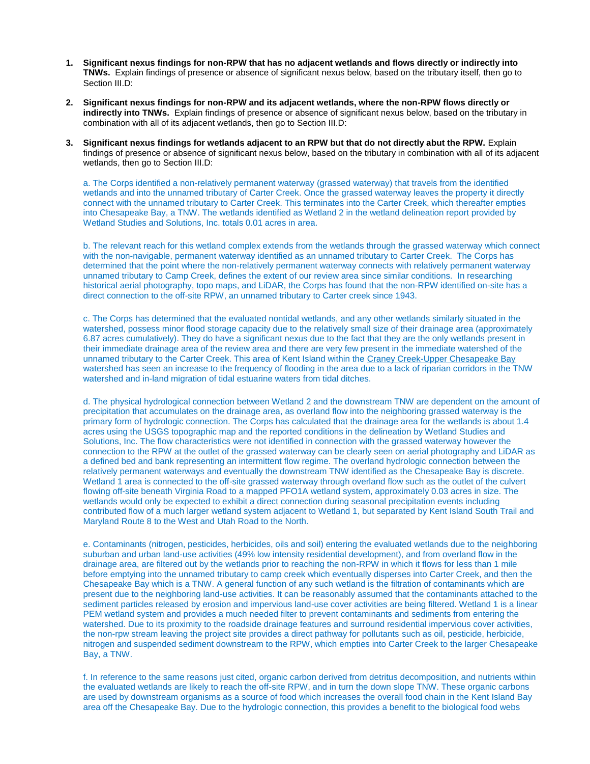1. **Significant nexus findings for non-RPW that has no adjacent wetlands and flows directly or indirectly into TNWs.** Explain findings of presence or absence of significant nexus below, based on the tributary itself, then go to Section III.D:

2. **Significant nexus findings for non-RPW and its adjacent wetlands, where the non-RPW flows directly or indirectly into TNWs.** Explain findings of presence or absence of significant nexus below, based on the tributary in combination with all of its adjacent wetlands, then go to Section III.D:

3. **Significant nexus findings for wetlands adjacent to an RPW but that do not directly abut the RPW.** Explain findings of presence or absence of significant nexus below, based on the tributary in combination with all of its adjacent wetlands, then go to Section III.D:

   a. The Corps identified a non-relatively permanent waterway (grassed waterway) that travels from the identified wetlands and into the unnamed tributary of Carter Creek. Once the grassed waterway leaves the property it directly connect with the unnamed tributary to Carter Creek. This terminates into the Carter Creek, which thereafter empties into Chesapeake Bay, a TNW. The wetlands identified as Wetland 2 in the wetland delineation report provided by Wetland Studies and Solutions, Inc. totals 0.01 acres in area.

   b. The relevant reach for this wetland complex extends from the wetlands through the grassed waterway which connect with the non-navigable, permanent waterway identified as an unnamed tributary to Carter Creek. The Corps has determined that the point where the non-relatively permanent waterway connects with relatively permanent waterway unnamed tributary to Camp Creek, defines the extent of our review area since similar conditions. In researching historical aerial photography, topo maps, and LiDAR, the Corps has found that the non-RPW identified on-site has a direct connection to the off-site RPW, an unnamed tributary to Carter creek since 1943.

   c. The Corps has determined that the evaluated nontidal wetlands, and any other wetlands similarly situated in the watershed, possess minor flood storage capacity due to the relatively small size of their drainage area (approximately 6.87 acres cumulatively). They do have a significant nexus due to the fact that they are the only wetlands present in their immediate drainage area of the review area and there are very few present in the immediate watershed of the unnamed tributary to the Carter Creek. This area of Kent Island within the Craney Creek-Upper Chesapeake Bay watershed has seen an increase to the frequency of flooding in the area due to a lack of riparian corridors in the TNW watershed and in-land migration of tidal estuarine waters from tidal ditches.

   d. The physical hydrological connection between Wetland 2 and the downstream TNW are dependent on the amount of precipitation that accumulates on the drainage area, as overland flow into the neighboring grassed waterway is the primary form of hydrologic connection. The Corps has calculated that the drainage area for the wetlands is about 1.4 acres using the USGS topographic map and the reported conditions in the delineation by Wetland Studies and Solutions, Inc. The flow characteristics were not identified in connection with the grassed waterway however the connection to the RPW at the outlet of the grassed waterway can be clearly seen on aerial photography and LiDAR as a defined bed and bank representing an intermittent flow regime. The overland hydrologic connection between the relatively permanent waterways and eventually the downstream TNW identified as the Chesapeake Bay is discrete. Wetland 1 area is connected to the off-site grassed waterway through overland flow such as the outlet of the culvert flowing off-site beneath Virginia Road to a mapped PFO1A wetland system, approximately 0.03 acres in size. The wetlands would only be expected to exhibit a direct connection during seasonal precipitation events including contributed flow of a much larger wetland system adjacent to Wetland 1, but separated by Kent Island South Trail and Maryland Route 8 to the West and Utah Road to the North.

   e. Contaminants (nitrogen, pesticides, herbicides, oils and soil) entering the evaluated wetlands due to the neighboring suburban and urban land-use activities (49% low intensity residential development), and from overland flow in the drainage area, are filtered out by the wetlands prior to reaching the non-RPW in which it flows for less than 1 mile before emptying into the unnamed tributary to camp creek which eventually disperses into Carter Creek, and then the Chesapeake Bay which is a TNW. A general function of any such wetland is the filtration of contaminants which are present due to the neighboring land-use activities. It can be reasonably assumed that the contaminants attached to the sediment particles released by erosion and impervious land-use cover activities are being filtered. Wetland 1 is a linear PEM wetland system and provides a much needed filter to prevent contaminants and sediments from entering the watershed. Due to its proximity to the roadside drainage features and surround residential impervious cover activities, the non-rpw stream leaving the project site provides a direct pathway for pollutants such as oil, pesticide, herbicide, nitrogen and suspended sediment downstream to the RPW, which empties into Carter Creek to the larger Chesapeake Bay, a TNW.

   f. In reference to the same reasons just cited, organic carbon derived from detritus decomposition, and nutrients within the evaluated wetlands are likely to reach the off-site RPW, and in turn the down slope TNW. These organic carbons are used by downstream organisms as a source of food which increases the overall food chain in the Kent Island Bay area off the Chesapeake Bay. Due to the hydrologic connection, this provides a benefit to the biological food webs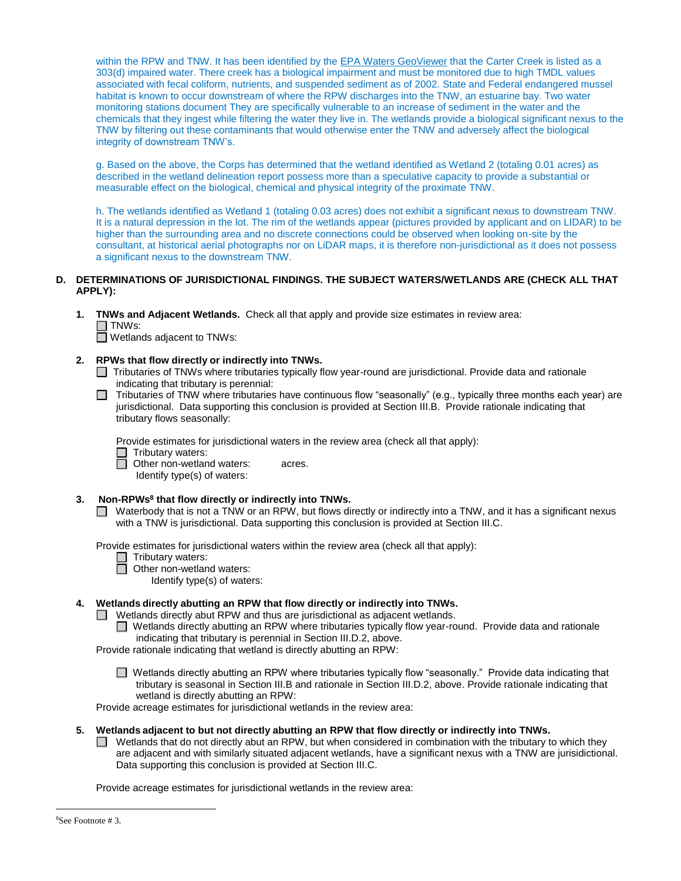within the RPW and TNW. It has been identified by the EPA Waters GeoViewer that the Carter Creek is listed as a 303(d) impaired water. There creek has a biological impairment and must be monitored due to high TMDL values associated with fecal coliform, nutrients, and suspended sediment as of 2002. State and Federal endangered mussel habitat is known to occur downstream of where the RPW discharges into the TNW, an estuarine bay. Two water monitoring stations document They are specifically vulnerable to an increase of sediment in the water and the chemicals that they ingest while filtering the water they live in. The wetlands provide a biological significant nexus to the TNW by filtering out these contaminants that would otherwise enter the TNW and adversely affect the biological integrity of downstream TNW's.

g. Based on the above, the Corps has determined that the wetland identified as Wetland 2 (totaling 0.01 acres) as described in the wetland delineation report possess more than a speculative capacity to provide a substantial or measurable effect on the biological, chemical and physical integrity of the proximate TNW.

h. The wetlands identified as Wetland 1 (totaling 0.03 acres) does not exhibit a significant nexus to downstream TNW. It is a natural depression in the lot. The rim of the wetlands appear (pictures provided by applicant and on LIDAR) to be higher than the surrounding area and no discrete connections could be observed when looking on-site by the consultant, at historical aerial photographs nor on LiDAR maps, it is therefore non-jurisdictional as it does not possess a significant nexus to the downstream TNW.

## D. DETERMINATIONS OF JURISDICTIONAL FINDINGS. THE SUBJECT WATERS/WETLANDS ARE (CHECK ALL THAT APPLY):

**1. TNWs and Adjacent Wetlands.** Check all that apply and provide size estimates in review area:

☐ TNWs:
☐ Wetlands adjacent to TNWs:

**2. RPWs that flow directly or indirectly into TNWs.**

☐ Tributaries of TNWs where tributaries typically flow year-round are jurisdictional. Provide data and rationale indicating that tributary is perennial:

☐ Tributaries of TNW where tributaries have continuous flow "seasonally" (e.g., typically three months each year) are jurisdictional. Data supporting this conclusion is provided at Section III.B. Provide rationale indicating that tributary flows seasonally:

Provide estimates for jurisdictional waters in the review area (check all that apply):

☐ Tributary waters:
☐ Other non-wetland waters: acres.
Identify type(s) of waters:

**3. Non-RPWs[8] that flow directly or indirectly into TNWs.**

☐ Waterbody that is not a TNW or an RPW, but flows directly or indirectly into a TNW, and it has a significant nexus with a TNW is jurisdictional. Data supporting this conclusion is provided at Section III.C.

Provide estimates for jurisdictional waters within the review area (check all that apply):

☐ Tributary waters:
☐ Other non-wetland waters:
Identify type(s) of waters:

**4. Wetlands directly abutting an RPW that flow directly or indirectly into TNWs.**

☐ Wetlands directly abut RPW and thus are jurisdictional as adjacent wetlands.

☐ Wetlands directly abutting an RPW where tributaries typically flow year-round. Provide data and rationale indicating that tributary is perennial in Section III.D.2, above.

Provide rationale indicating that wetland is directly abutting an RPW:

☐ Wetlands directly abutting an RPW where tributaries typically flow "seasonally." Provide data indicating that tributary is seasonal in Section III.B and rationale in Section III.D.2, above. Provide rationale indicating that wetland is directly abutting an RPW:

Provide acreage estimates for jurisdictional wetlands in the review area:

**5. Wetlands adjacent to but not directly abutting an RPW that flow directly or indirectly into TNWs.**

☐ Wetlands that do not directly abut an RPW, but when considered in combination with the tributary to which they are adjacent and with similarly situated adjacent wetlands, have a significant nexus with a TNW are jurisidictional. Data supporting this conclusion is provided at Section III.C.

Provide acreage estimates for jurisdictional wetlands in the review area:

---

[8]See Footnote # 3.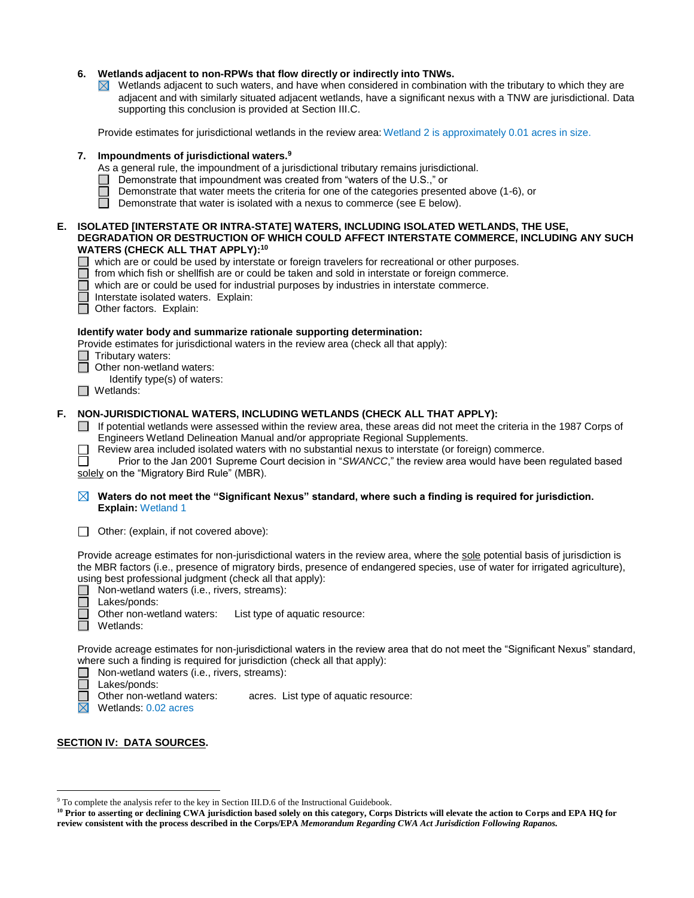**6. Wetlands adjacent to non-RPWs that flow directly or indirectly into TNWs.**

☒ Wetlands adjacent to such waters, and have when considered in combination with the tributary to which they are adjacent and with similarly situated adjacent wetlands, have a significant nexus with a TNW are jurisdictional. Data supporting this conclusion is provided at Section III.C.

Provide estimates for jurisdictional wetlands in the review area: Wetland 2 is approximately 0.01 acres in size.

**7. Impoundments of jurisdictional waters.**[9]

As a general rule, the impoundment of a jurisdictional tributary remains jurisdictional.

☐ Demonstrate that impoundment was created from "waters of the U.S.," or
☐ Demonstrate that water meets the criteria for one of the categories presented above (1-6), or
☐ Demonstrate that water is isolated with a nexus to commerce (see E below).

**E. ISOLATED [INTERSTATE OR INTRA-STATE] WATERS, INCLUDING ISOLATED WETLANDS, THE USE, DEGRADATION OR DESTRUCTION OF WHICH COULD AFFECT INTERSTATE COMMERCE, INCLUDING ANY SUCH WATERS (CHECK ALL THAT APPLY):**[10]

☐ which are or could be used by interstate or foreign travelers for recreational or other purposes.
☐ from which fish or shellfish are or could be taken and sold in interstate or foreign commerce.
☐ which are or could be used for industrial purposes by industries in interstate commerce.
☐ Interstate isolated waters. Explain:
☐ Other factors. Explain:

**Identify water body and summarize rationale supporting determination:**

Provide estimates for jurisdictional waters in the review area (check all that apply):

☐ Tributary waters:
☐ Other non-wetland waters:
    Identify type(s) of waters:
☐ Wetlands:

**F. NON-JURISDICTIONAL WATERS, INCLUDING WETLANDS (CHECK ALL THAT APPLY):**

☐ If potential wetlands were assessed within the review area, these areas did not meet the criteria in the 1987 Corps of Engineers Wetland Delineation Manual and/or appropriate Regional Supplements.
☐ Review area included isolated waters with no substantial nexus to interstate (or foreign) commerce.
☐ Prior to the Jan 2001 Supreme Court decision in "*SWANCC*," the review area would have been regulated based solely on the "Migratory Bird Rule" (MBR).

☒ **Waters do not meet the "Significant Nexus" standard, where such a finding is required for jurisdiction. Explain:** Wetland 1

☐ Other: (explain, if not covered above):

Provide acreage estimates for non-jurisdictional waters in the review area, where the sole potential basis of jurisdiction is the MBR factors (i.e., presence of migratory birds, presence of endangered species, use of water for irrigated agriculture), using best professional judgment (check all that apply):

☐ Non-wetland waters (i.e., rivers, streams):
☐ Lakes/ponds:
☐ Other non-wetland waters:     List type of aquatic resource:
☐ Wetlands:

Provide acreage estimates for non-jurisdictional waters in the review area that do not meet the "Significant Nexus" standard, where such a finding is required for jurisdiction (check all that apply):

☐ Non-wetland waters (i.e., rivers, streams):
☐ Lakes/ponds:
☐ Other non-wetland waters:     acres. List type of aquatic resource:
☒ Wetlands: 0.02 acres

## SECTION IV: DATA SOURCES.

[9] To complete the analysis refer to the key in Section III.D.6 of the Instructional Guidebook.

[10] **Prior to asserting or declining CWA jurisdiction based solely on this category, Corps Districts will elevate the action to Corps and EPA HQ for review consistent with the process described in the Corps/EPA *Memorandum Regarding CWA Act Jurisdiction Following Rapanos.***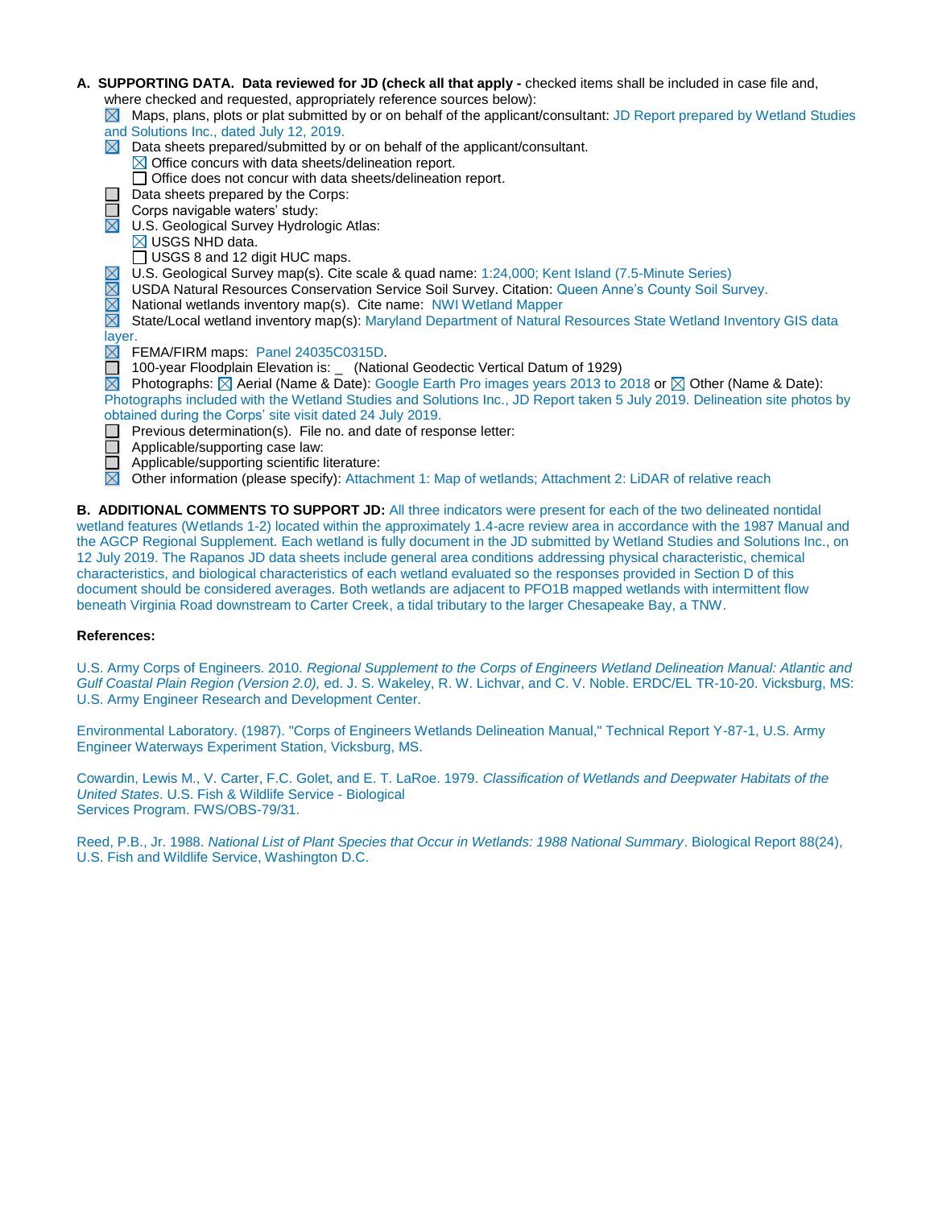**A. SUPPORTING DATA. Data reviewed for JD (check all that apply -** checked items shall be included in case file and, where checked and requested, appropriately reference sources below):

- ☒ Maps, plans, plots or plat submitted by or on behalf of the applicant/consultant: JD Report prepared by Wetland Studies and Solutions Inc., dated July 12, 2019.
- ☒ Data sheets prepared/submitted by or on behalf of the applicant/consultant.
  - ☒ Office concurs with data sheets/delineation report.
  - ☐ Office does not concur with data sheets/delineation report.
- ☐ Data sheets prepared by the Corps:
- ☐ Corps navigable waters' study:
- ☒ U.S. Geological Survey Hydrologic Atlas:
  - ☒ USGS NHD data.
  - ☐ USGS 8 and 12 digit HUC maps.
- ☒ U.S. Geological Survey map(s). Cite scale & quad name: 1:24,000; Kent Island (7.5-Minute Series)
- ☒ USDA Natural Resources Conservation Service Soil Survey. Citation: Queen Anne's County Soil Survey.
- ☒ National wetlands inventory map(s). Cite name: NWI Wetland Mapper
- ☒ State/Local wetland inventory map(s): Maryland Department of Natural Resources State Wetland Inventory GIS data layer.
- ☒ FEMA/FIRM maps: Panel 24035C0315D.
- ☐ 100-year Floodplain Elevation is: _ (National Geodectic Vertical Datum of 1929)
- ☒ Photographs: ☒ Aerial (Name & Date): Google Earth Pro images years 2013 to 2018 or ☒ Other (Name & Date): Photographs included with the Wetland Studies and Solutions Inc., JD Report taken 5 July 2019. Delineation site photos by obtained during the Corps' site visit dated 24 July 2019.
- ☐ Previous determination(s). File no. and date of response letter:
- ☐ Applicable/supporting case law:
- ☐ Applicable/supporting scientific literature:
- ☒ Other information (please specify): Attachment 1: Map of wetlands; Attachment 2: LiDAR of relative reach

**B. ADDITIONAL COMMENTS TO SUPPORT JD:** All three indicators were present for each of the two delineated nontidal wetland features (Wetlands 1-2) located within the approximately 1.4-acre review area in accordance with the 1987 Manual and the AGCP Regional Supplement. Each wetland is fully document in the JD submitted by Wetland Studies and Solutions Inc., on 12 July 2019. The Rapanos JD data sheets include general area conditions addressing physical characteristic, chemical characteristics, and biological characteristics of each wetland evaluated so the responses provided in Section D of this document should be considered averages. Both wetlands are adjacent to PFO1B mapped wetlands with intermittent flow beneath Virginia Road downstream to Carter Creek, a tidal tributary to the larger Chesapeake Bay, a TNW.

**References:**

U.S. Army Corps of Engineers. 2010. *Regional Supplement to the Corps of Engineers Wetland Delineation Manual: Atlantic and Gulf Coastal Plain Region (Version 2.0),* ed. J. S. Wakeley, R. W. Lichvar, and C. V. Noble. ERDC/EL TR-10-20. Vicksburg, MS: U.S. Army Engineer Research and Development Center.

Environmental Laboratory. (1987). "Corps of Engineers Wetlands Delineation Manual," Technical Report Y-87-1, U.S. Army Engineer Waterways Experiment Station, Vicksburg, MS.

Cowardin, Lewis M., V. Carter, F.C. Golet, and E. T. LaRoe. 1979. *Classification of Wetlands and Deepwater Habitats of the United States*. U.S. Fish & Wildlife Service - Biological Services Program. FWS/OBS-79/31.

Reed, P.B., Jr. 1988. *National List of Plant Species that Occur in Wetlands: 1988 National Summary*. Biological Report 88(24), U.S. Fish and Wildlife Service, Washington D.C.